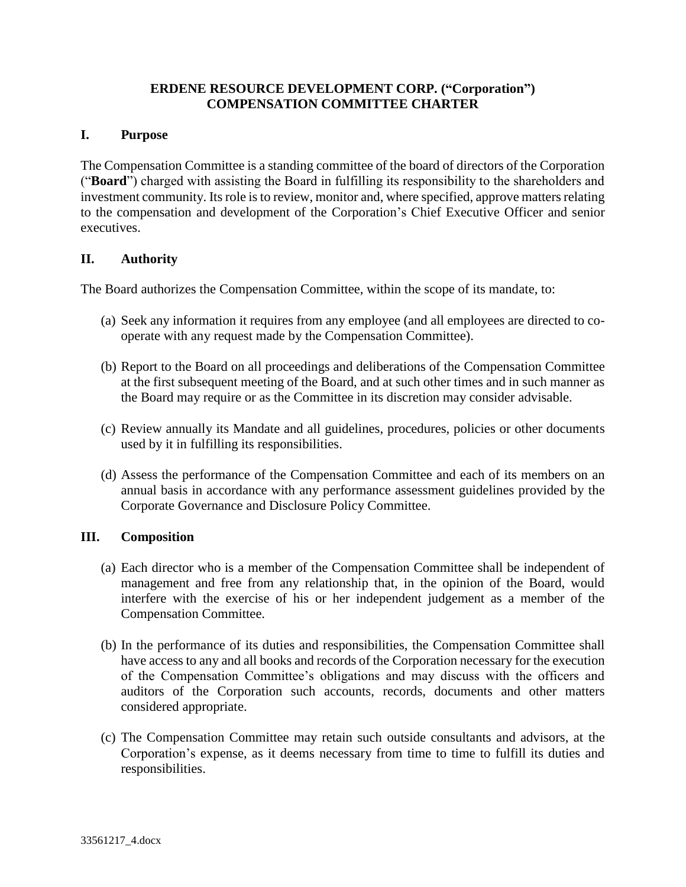# ERDENE RESOURCE DEVELOPMENT CORP. ("Corporation")
# COMPENSATION COMMITTEE CHARTER

## I. Purpose

The Compensation Committee is a standing committee of the board of directors of the Corporation ("**Board**") charged with assisting the Board in fulfilling its responsibility to the shareholders and investment community. Its role is to review, monitor and, where specified, approve matters relating to the compensation and development of the Corporation's Chief Executive Officer and senior executives.

## II. Authority

The Board authorizes the Compensation Committee, within the scope of its mandate, to:

(a) Seek any information it requires from any employee (and all employees are directed to co-operate with any request made by the Compensation Committee).

(b) Report to the Board on all proceedings and deliberations of the Compensation Committee at the first subsequent meeting of the Board, and at such other times and in such manner as the Board may require or as the Committee in its discretion may consider advisable.

(c) Review annually its Mandate and all guidelines, procedures, policies or other documents used by it in fulfilling its responsibilities.

(d) Assess the performance of the Compensation Committee and each of its members on an annual basis in accordance with any performance assessment guidelines provided by the Corporate Governance and Disclosure Policy Committee.

## III. Composition

(a) Each director who is a member of the Compensation Committee shall be independent of management and free from any relationship that, in the opinion of the Board, would interfere with the exercise of his or her independent judgement as a member of the Compensation Committee.

(b) In the performance of its duties and responsibilities, the Compensation Committee shall have access to any and all books and records of the Corporation necessary for the execution of the Compensation Committee's obligations and may discuss with the officers and auditors of the Corporation such accounts, records, documents and other matters considered appropriate.

(c) The Compensation Committee may retain such outside consultants and advisors, at the Corporation's expense, as it deems necessary from time to time to fulfill its duties and responsibilities.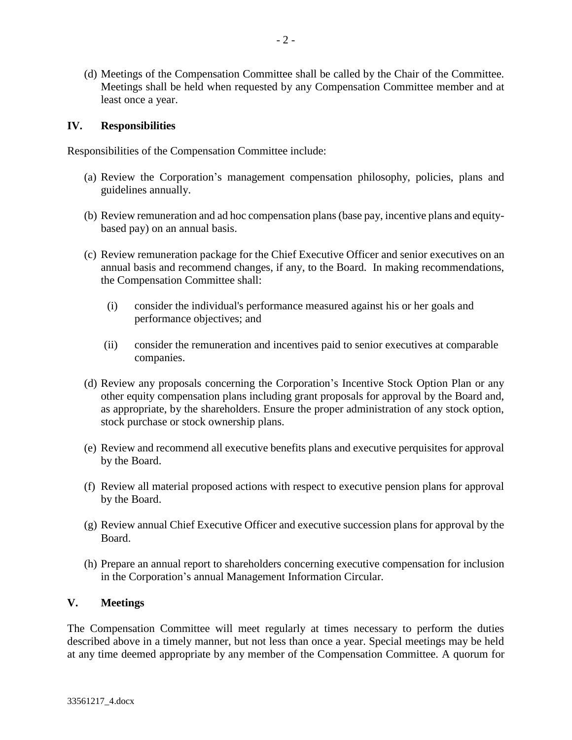(d) Meetings of the Compensation Committee shall be called by the Chair of the Committee. Meetings shall be held when requested by any Compensation Committee member and at least once a year.

## IV. Responsibilities

Responsibilities of the Compensation Committee include:

(a) Review the Corporation's management compensation philosophy, policies, plans and guidelines annually.

(b) Review remuneration and ad hoc compensation plans (base pay, incentive plans and equity-based pay) on an annual basis.

(c) Review remuneration package for the Chief Executive Officer and senior executives on an annual basis and recommend changes, if any, to the Board. In making recommendations, the Compensation Committee shall:

   (i) consider the individual's performance measured against his or her goals and performance objectives; and

   (ii) consider the remuneration and incentives paid to senior executives at comparable companies.

(d) Review any proposals concerning the Corporation's Incentive Stock Option Plan or any other equity compensation plans including grant proposals for approval by the Board and, as appropriate, by the shareholders. Ensure the proper administration of any stock option, stock purchase or stock ownership plans.

(e) Review and recommend all executive benefits plans and executive perquisites for approval by the Board.

(f) Review all material proposed actions with respect to executive pension plans for approval by the Board.

(g) Review annual Chief Executive Officer and executive succession plans for approval by the Board.

(h) Prepare an annual report to shareholders concerning executive compensation for inclusion in the Corporation's annual Management Information Circular.

## V. Meetings

The Compensation Committee will meet regularly at times necessary to perform the duties described above in a timely manner, but not less than once a year. Special meetings may be held at any time deemed appropriate by any member of the Compensation Committee. A quorum for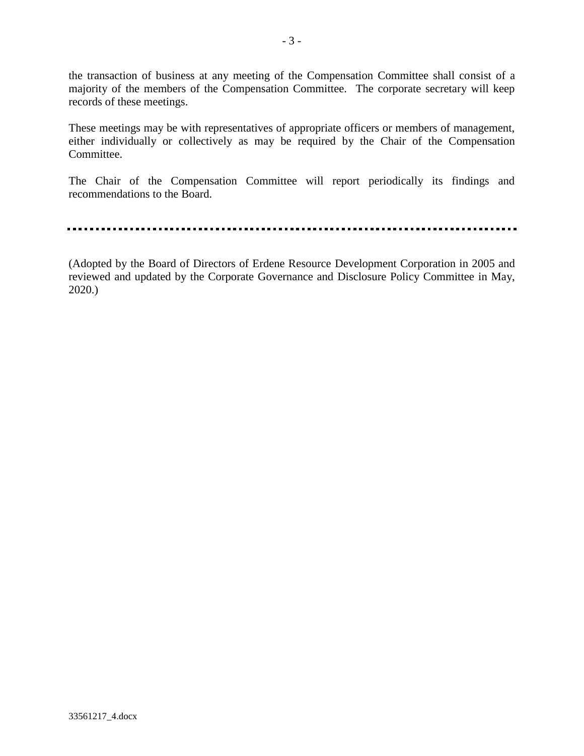the transaction of business at any meeting of the Compensation Committee shall consist of a majority of the members of the Compensation Committee. The corporate secretary will keep records of these meetings.

These meetings may be with representatives of appropriate officers or members of management, either individually or collectively as may be required by the Chair of the Compensation Committee.

The Chair of the Compensation Committee will report periodically its findings and recommendations to the Board.

---

(Adopted by the Board of Directors of Erdene Resource Development Corporation in 2005 and reviewed and updated by the Corporate Governance and Disclosure Policy Committee in May, 2020.)

33561217_4.docx